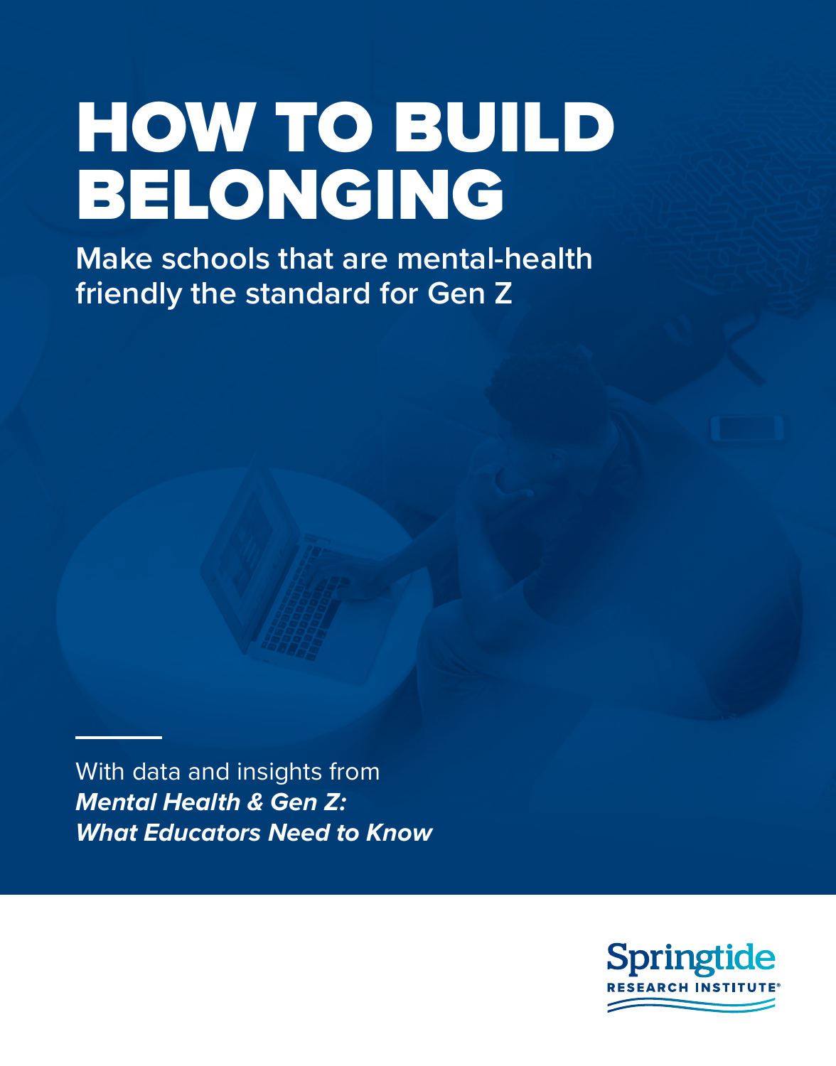# HOW TO BUILD BELONGING

**Make schools that are mental-health friendly the standard for Gen Z**

With data and insights from
***Mental Health & Gen Z: What Educators Need to Know***

Springtide RESEARCH INSTITUTE®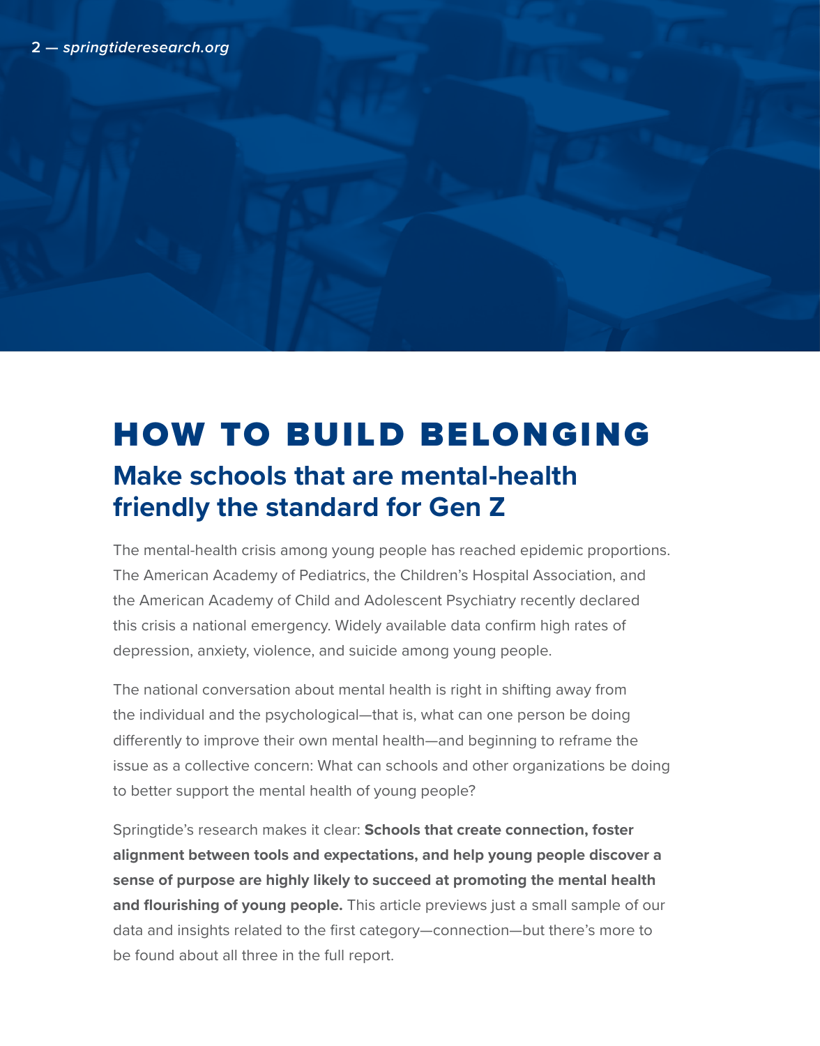# HOW TO BUILD BELONGING

## Make schools that are mental-health friendly the standard for Gen Z

The mental-health crisis among young people has reached epidemic proportions. The American Academy of Pediatrics, the Children's Hospital Association, and the American Academy of Child and Adolescent Psychiatry recently declared this crisis a national emergency. Widely available data confirm high rates of depression, anxiety, violence, and suicide among young people.

The national conversation about mental health is right in shifting away from the individual and the psychological—that is, what can one person be doing differently to improve their own mental health—and beginning to reframe the issue as a collective concern: What can schools and other organizations be doing to better support the mental health of young people?

Springtide's research makes it clear: **Schools that create connection, foster alignment between tools and expectations, and help young people discover a sense of purpose are highly likely to succeed at promoting the mental health and flourishing of young people.** This article previews just a small sample of our data and insights related to the first category—connection—but there's more to be found about all three in the full report.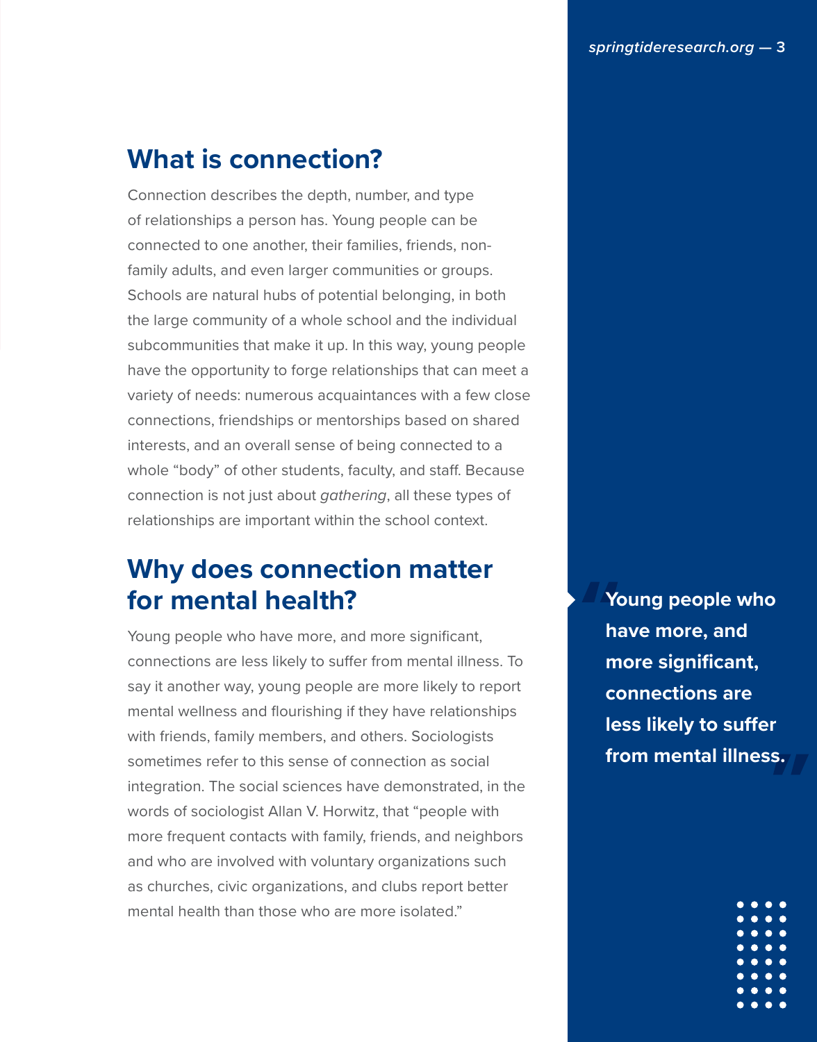## What is connection?

Connection describes the depth, number, and type of relationships a person has. Young people can be connected to one another, their families, friends, non-family adults, and even larger communities or groups. Schools are natural hubs of potential belonging, in both the large community of a whole school and the individual subcommunities that make it up. In this way, young people have the opportunity to forge relationships that can meet a variety of needs: numerous acquaintances with a few close connections, friendships or mentorships based on shared interests, and an overall sense of being connected to a whole "body" of other students, faculty, and staff. Because connection is not just about *gathering*, all these types of relationships are important within the school context.

## Why does connection matter for mental health?

Young people who have more, and more significant, connections are less likely to suffer from mental illness. To say it another way, young people are more likely to report mental wellness and flourishing if they have relationships with friends, family members, and others. Sociologists sometimes refer to this sense of connection as social integration. The social sciences have demonstrated, in the words of sociologist Allan V. Horwitz, that "people with more frequent contacts with family, friends, and neighbors and who are involved with voluntary organizations such as churches, civic organizations, and clubs report better mental health than those who are more isolated."

> **"Young people who have more, and more significant, connections are less likely to suffer from mental illness."**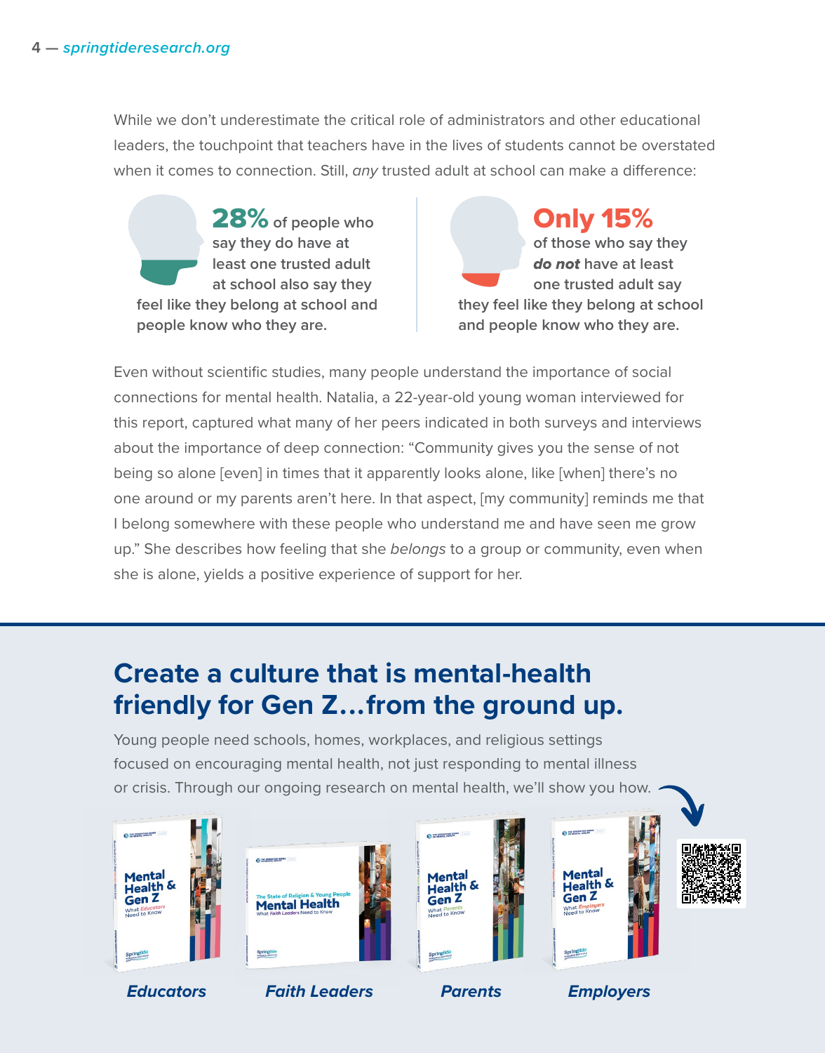While we don't underestimate the critical role of administrators and other educational leaders, the touchpoint that teachers have in the lives of students cannot be overstated when it comes to connection. Still, *any* trusted adult at school can make a difference:

**28%** of people who say they do have at least one trusted adult at school also say they feel like they belong at school and people know who they are.

**Only 15%** of those who say they ***do not*** have at least one trusted adult say they feel like they belong at school and people know who they are.

Even without scientific studies, many people understand the importance of social connections for mental health. Natalia, a 22-year-old young woman interviewed for this report, captured what many of her peers indicated in both surveys and interviews about the importance of deep connection: "Community gives you the sense of not being so alone [even] in times that it apparently looks alone, like [when] there's no one around or my parents aren't here. In that aspect, [my community] reminds me that I belong somewhere with these people who understand me and have seen me grow up." She describes how feeling that she *belongs* to a group or community, even when she is alone, yields a positive experience of support for her.

## Create a culture that is mental-health friendly for Gen Z…from the ground up.

Young people need schools, homes, workplaces, and religious settings focused on encouraging mental health, not just responding to mental illness or crisis. Through our ongoing research on mental health, we'll show you how.

*Educators* | *Faith Leaders* | *Parents* | *Employers*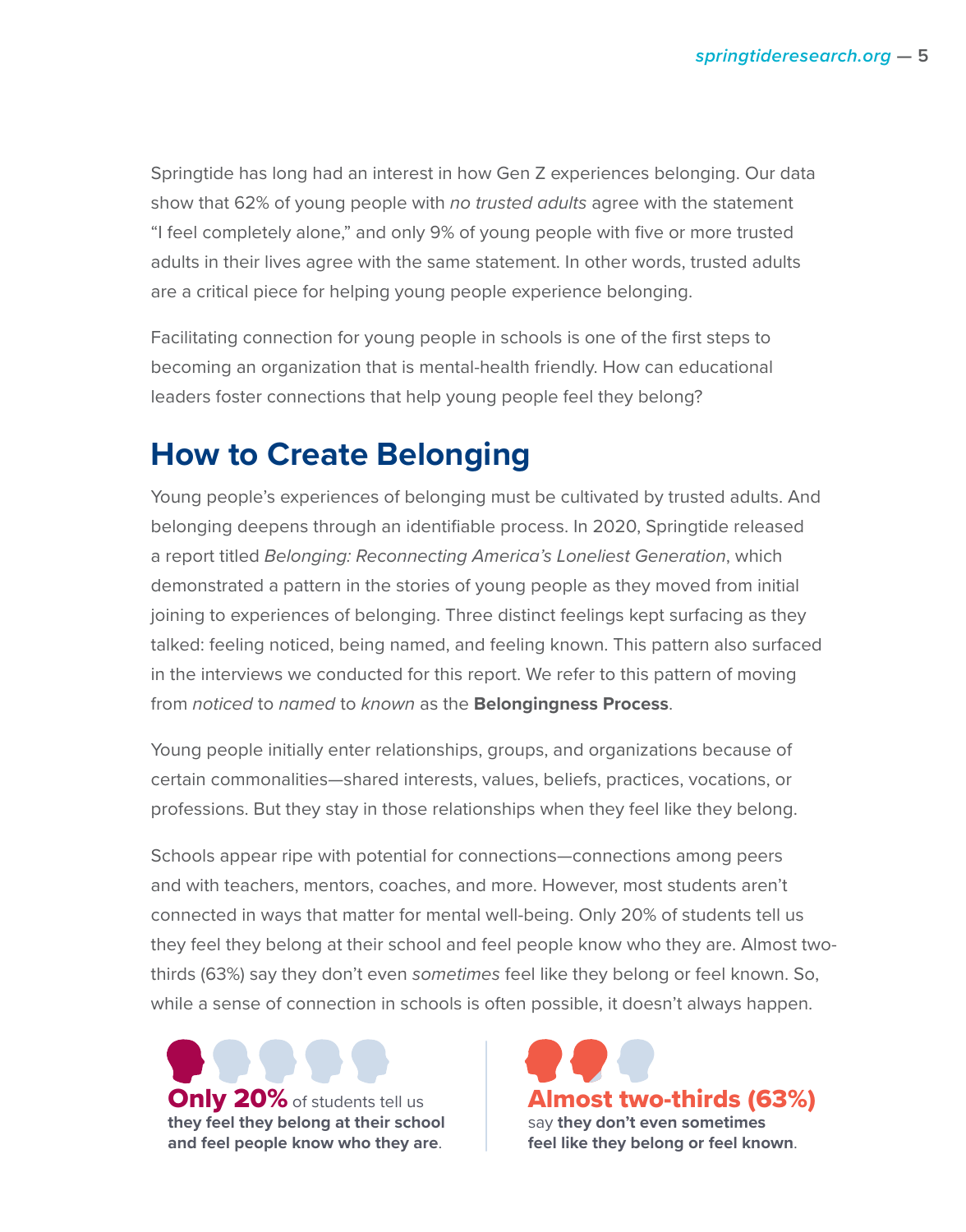Springtide has long had an interest in how Gen Z experiences belonging. Our data show that 62% of young people with *no trusted adults* agree with the statement “I feel completely alone,” and only 9% of young people with five or more trusted adults in their lives agree with the same statement. In other words, trusted adults are a critical piece for helping young people experience belonging.

Facilitating connection for young people in schools is one of the first steps to becoming an organization that is mental-health friendly. How can educational leaders foster connections that help young people feel they belong?

## How to Create Belonging

Young people’s experiences of belonging must be cultivated by trusted adults. And belonging deepens through an identifiable process. In 2020, Springtide released a report titled *Belonging: Reconnecting America’s Loneliest Generation*, which demonstrated a pattern in the stories of young people as they moved from initial joining to experiences of belonging. Three distinct feelings kept surfacing as they talked: feeling noticed, being named, and feeling known. This pattern also surfaced in the interviews we conducted for this report. We refer to this pattern of moving from *noticed* to *named* to *known* as the **Belongingness Process**.

Young people initially enter relationships, groups, and organizations because of certain commonalities—shared interests, values, beliefs, practices, vocations, or professions. But they stay in those relationships when they feel like they belong.

Schools appear ripe with potential for connections—connections among peers and with teachers, mentors, coaches, and more. However, most students aren’t connected in ways that matter for mental well-being. Only 20% of students tell us they feel they belong at their school and feel people know who they are. Almost two-thirds (63%) say they don’t even *sometimes* feel like they belong or feel known. So, while a sense of connection in schools is often possible, it doesn’t always happen.

**Only 20%** of students tell us **they feel they belong at their school and feel people know who they are**.

**Almost two-thirds (63%)** say **they don’t even sometimes feel like they belong or feel known**.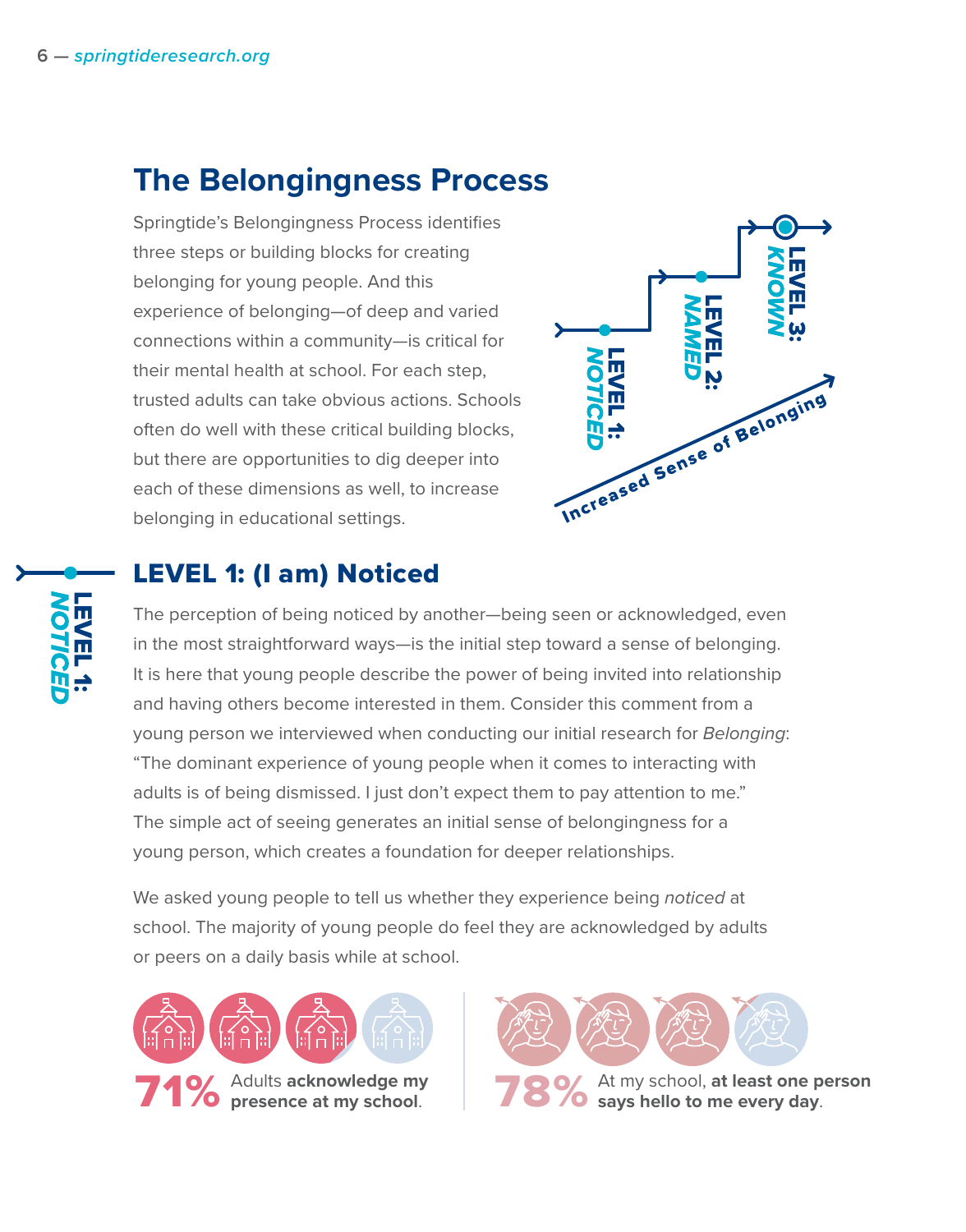## The Belongingness Process

Springtide's Belongingness Process identifies three steps or building blocks for creating belonging for young people. And this experience of belonging—of deep and varied connections within a community—is critical for their mental health at school. For each step, trusted adults can take obvious actions. Schools often do well with these critical building blocks, but there are opportunities to dig deeper into each of these dimensions as well, to increase belonging in educational settings.

LEVEL 1: NOTICED

LEVEL 2: NAMED

LEVEL 3: KNOWN

Increased Sense of Belonging

### LEVEL 1: (I am) Noticed

The perception of being noticed by another—being seen or acknowledged, even in the most straightforward ways—is the initial step toward a sense of belonging. It is here that young people describe the power of being invited into relationship and having others become interested in them. Consider this comment from a young person we interviewed when conducting our initial research for *Belonging*: "The dominant experience of young people when it comes to interacting with adults is of being dismissed. I just don't expect them to pay attention to me." The simple act of seeing generates an initial sense of belongingness for a young person, which creates a foundation for deeper relationships.

We asked young people to tell us whether they experience being *noticed* at school. The majority of young people do feel they are acknowledged by adults or peers on a daily basis while at school.

**71%** Adults **acknowledge my presence at my school**.

**78%** At my school, **at least one person says hello to me every day**.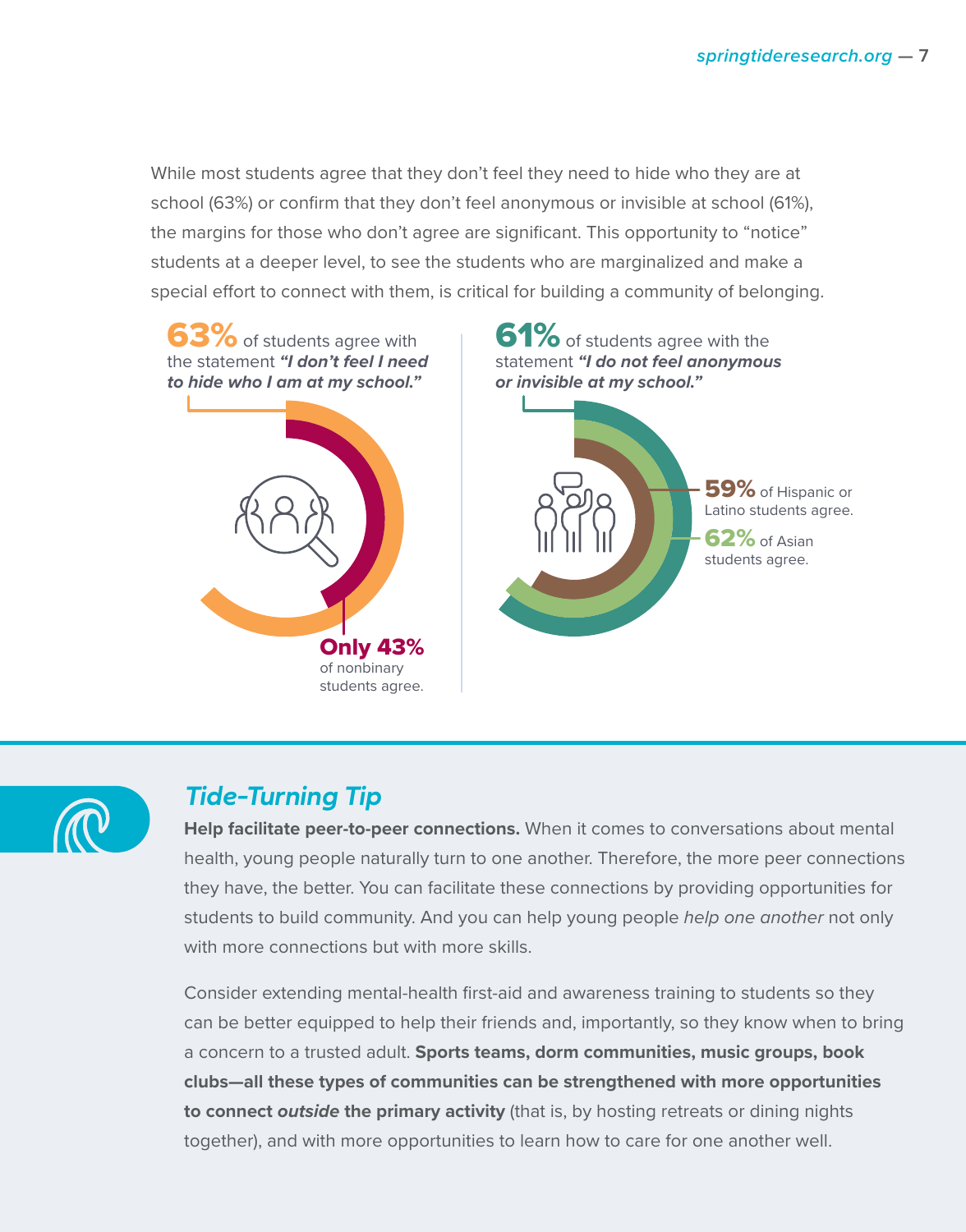While most students agree that they don't feel they need to hide who they are at school (63%) or confirm that they don't feel anonymous or invisible at school (61%), the margins for those who don't agree are significant. This opportunity to "notice" students at a deeper level, to see the students who are marginalized and make a special effort to connect with them, is critical for building a community of belonging.

**63%** of students agree with the statement ***"I don't feel I need to hide who I am at my school."***

**Only 43%** of nonbinary students agree.

**61%** of students agree with the statement ***"I do not feel anonymous or invisible at my school."***

**59%** of Hispanic or Latino students agree.

**62%** of Asian students agree.

## *Tide-Turning Tip*

**Help facilitate peer-to-peer connections.** When it comes to conversations about mental health, young people naturally turn to one another. Therefore, the more peer connections they have, the better. You can facilitate these connections by providing opportunities for students to build community. And you can help young people *help one another* not only with more connections but with more skills.

Consider extending mental-health first-aid and awareness training to students so they can be better equipped to help their friends and, importantly, so they know when to bring a concern to a trusted adult. **Sports teams, dorm communities, music groups, book clubs—all these types of communities can be strengthened with more opportunities to connect *outside* the primary activity** (that is, by hosting retreats or dining nights together), and with more opportunities to learn how to care for one another well.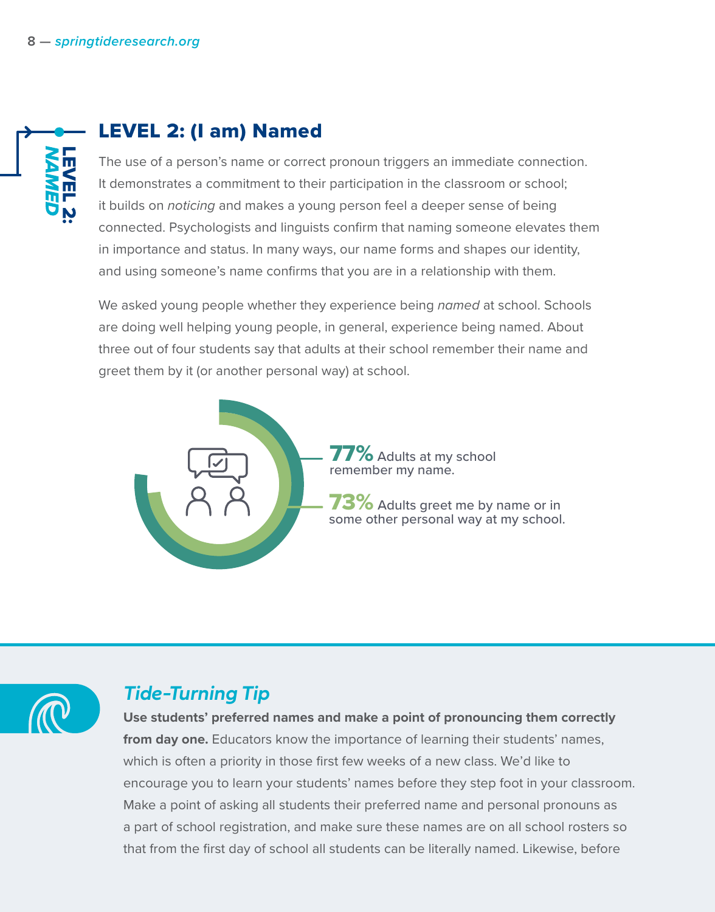## LEVEL 2: (I am) Named

The use of a person's name or correct pronoun triggers an immediate connection. It demonstrates a commitment to their participation in the classroom or school; it builds on *noticing* and makes a young person feel a deeper sense of being connected. Psychologists and linguists confirm that naming someone elevates them in importance and status. In many ways, our name forms and shapes our identity, and using someone's name confirms that you are in a relationship with them.

We asked young people whether they experience being *named* at school. Schools are doing well helping young people, in general, experience being named. About three out of four students say that adults at their school remember their name and greet them by it (or another personal way) at school.

**77%** Adults at my school remember my name.

**73%** Adults greet me by name or in some other personal way at my school.

### *Tide-Turning Tip*

**Use students' preferred names and make a point of pronouncing them correctly from day one.** Educators know the importance of learning their students' names, which is often a priority in those first few weeks of a new class. We'd like to encourage you to learn your students' names before they step foot in your classroom. Make a point of asking all students their preferred name and personal pronouns as a part of school registration, and make sure these names are on all school rosters so that from the first day of school all students can be literally named. Likewise, before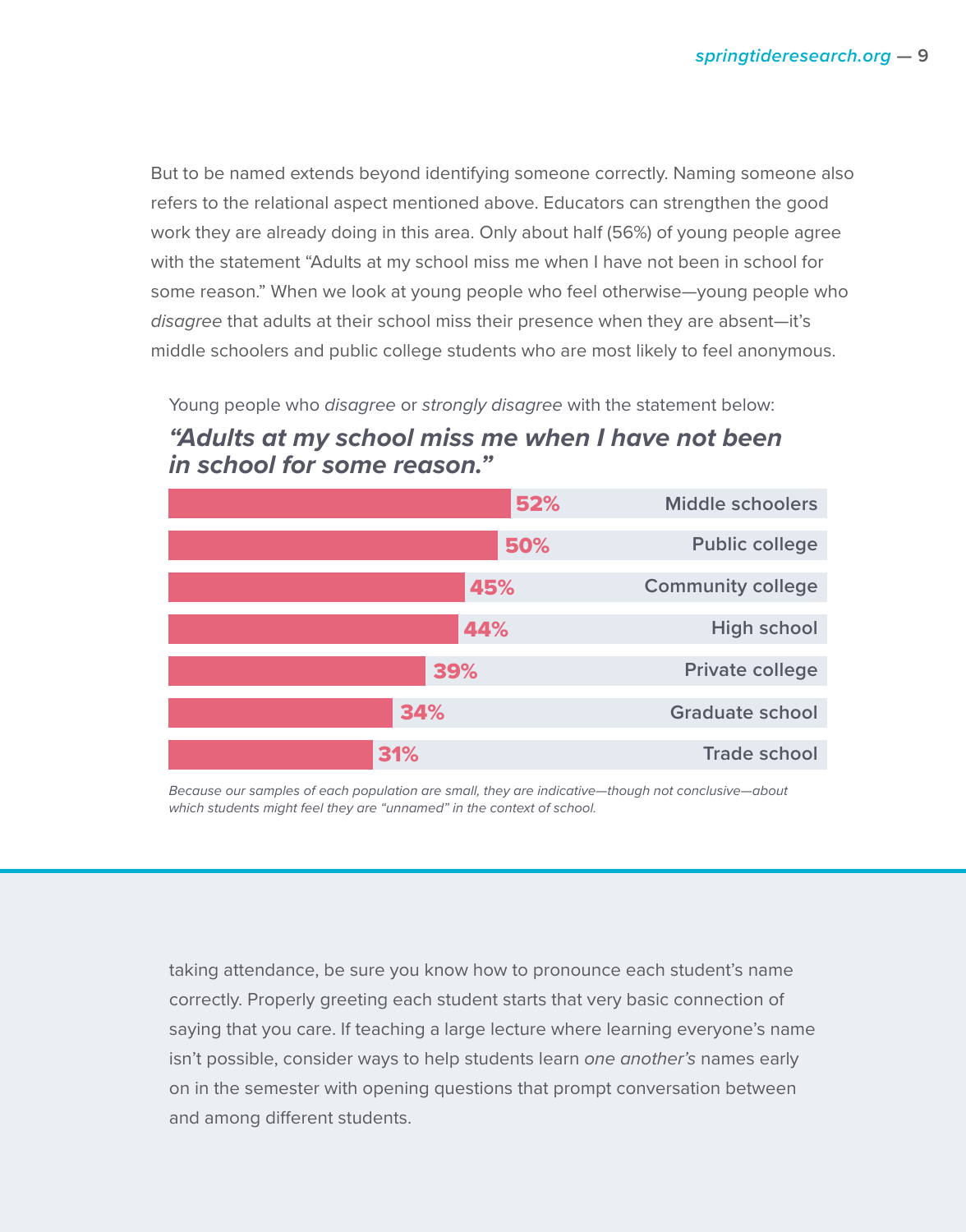But to be named extends beyond identifying someone correctly. Naming someone also refers to the relational aspect mentioned above. Educators can strengthen the good work they are already doing in this area. Only about half (56%) of young people agree with the statement "Adults at my school miss me when I have not been in school for some reason." When we look at young people who feel otherwise—young people who *disagree* that adults at their school miss their presence when they are absent—it's middle schoolers and public college students who are most likely to feel anonymous.

Young people who *disagree* or *strongly disagree* with the statement below:

***"Adults at my school miss me when I have not been in school for some reason."***

| Group | Percentage |
|---|---|
| Middle schoolers | 52% |
| Public college | 50% |
| Community college | 45% |
| High school | 44% |
| Private college | 39% |
| Graduate school | 34% |
| Trade school | 31% |

*Because our samples of each population are small, they are indicative—though not conclusive—about which students might feel they are "unnamed" in the context of school.*

taking attendance, be sure you know how to pronounce each student's name correctly. Properly greeting each student starts that very basic connection of saying that you care. If teaching a large lecture where learning everyone's name isn't possible, consider ways to help students learn *one another's* names early on in the semester with opening questions that prompt conversation between and among different students.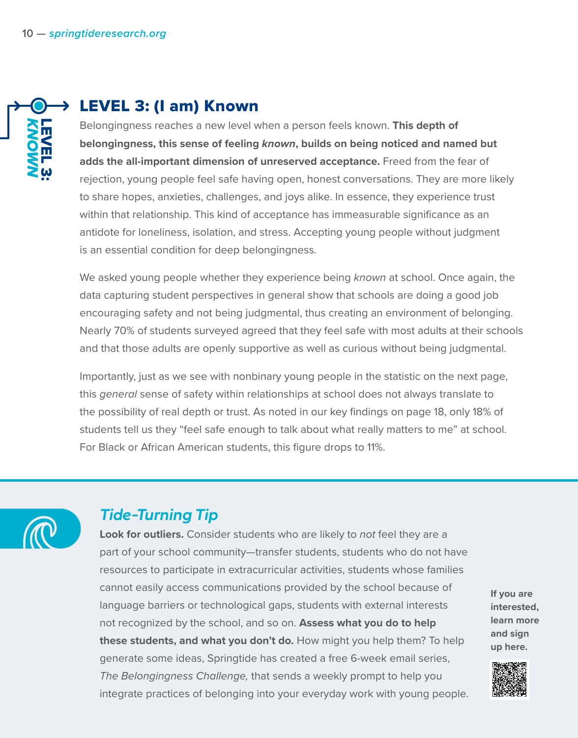## LEVEL 3: (I am) Known

Belongingness reaches a new level when a person feels known. **This depth of belongingness, this sense of feeling *known*, builds on being noticed and named but adds the all-important dimension of unreserved acceptance.** Freed from the fear of rejection, young people feel safe having open, honest conversations. They are more likely to share hopes, anxieties, challenges, and joys alike. In essence, they experience trust within that relationship. This kind of acceptance has immeasurable significance as an antidote for loneliness, isolation, and stress. Accepting young people without judgment is an essential condition for deep belongingness.

We asked young people whether they experience being *known* at school. Once again, the data capturing student perspectives in general show that schools are doing a good job encouraging safety and not being judgmental, thus creating an environment of belonging. Nearly 70% of students surveyed agreed that they feel safe with most adults at their schools and that those adults are openly supportive as well as curious without being judgmental.

Importantly, just as we see with nonbinary young people in the statistic on the next page, this *general* sense of safety within relationships at school does not always translate to the possibility of real depth or trust. As noted in our key findings on page 18, only 18% of students tell us they "feel safe enough to talk about what really matters to me" at school. For Black or African American students, this figure drops to 11%.

### *Tide-Turning Tip*

**Look for outliers.** Consider students who are likely to *not* feel they are a part of your school community—transfer students, students who do not have resources to participate in extracurricular activities, students whose families cannot easily access communications provided by the school because of language barriers or technological gaps, students with external interests not recognized by the school, and so on. **Assess what you do to help these students, and what you don't do.** How might you help them? To help generate some ideas, Springtide has created a free 6-week email series, *The Belongingness Challenge,* that sends a weekly prompt to help you integrate practices of belonging into your everyday work with young people.

**If you are interested, learn more and sign up here.**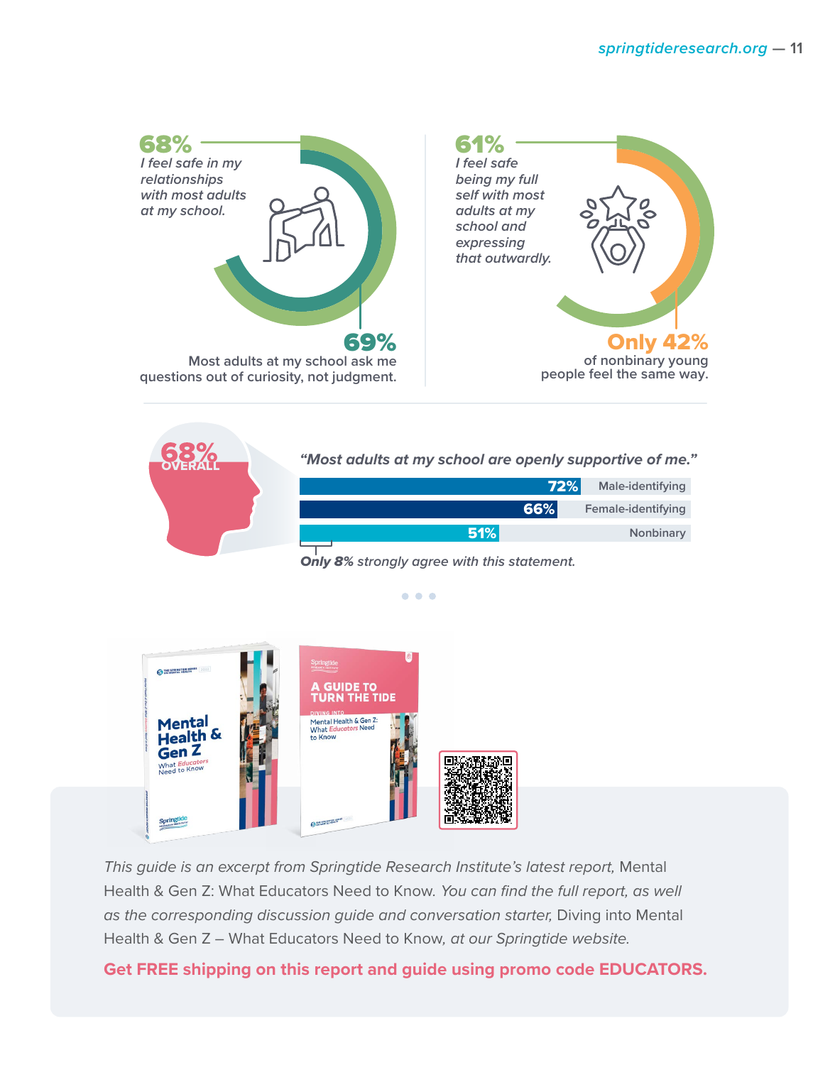**68%**
*I feel safe in my relationships with most adults at my school.*

**69%**
Most adults at my school ask me questions out of curiosity, not judgment.

**61%**
*I feel safe being my full self with most adults at my school and expressing that outwardly.*

**Only 42%**
of nonbinary young people feel the same way.

**68% OVERALL**

*"Most adults at my school are openly supportive of me."*

| Group | Percentage |
| --- | --- |
| Male-identifying | 72% |
| Female-identifying | 66% |
| Nonbinary | 51% |

*Only 8% strongly agree with this statement.*

*This guide is an excerpt from Springtide Research Institute's latest report,* Mental Health & Gen Z: What Educators Need to Know. *You can find the full report, as well as the corresponding discussion guide and conversation starter,* Diving into Mental Health & Gen Z – What Educators Need to Know, *at our Springtide website.*

**Get FREE shipping on this report and guide using promo code EDUCATORS.**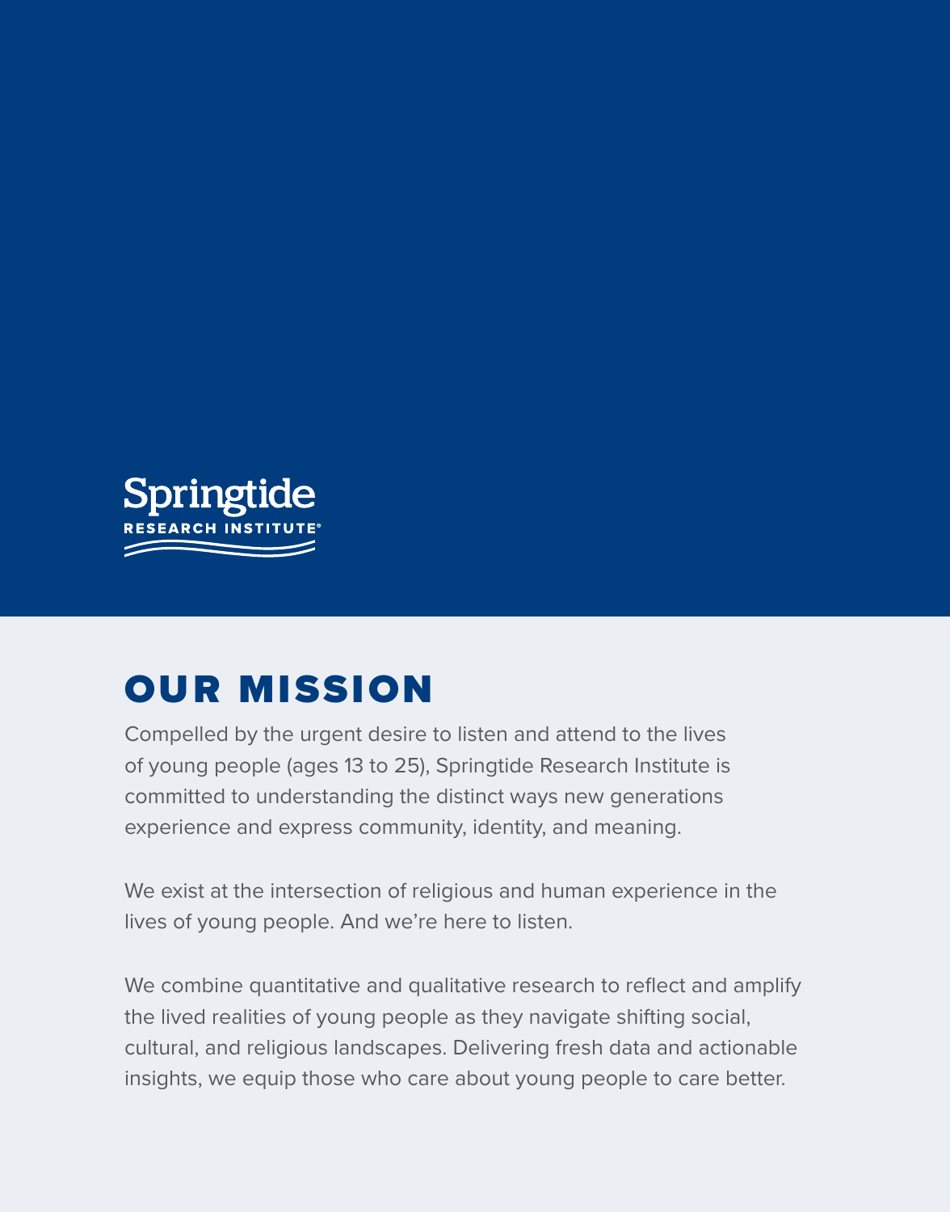Springtide

RESEARCH INSTITUTE®

# OUR MISSION

Compelled by the urgent desire to listen and attend to the lives of young people (ages 13 to 25), Springtide Research Institute is committed to understanding the distinct ways new generations experience and express community, identity, and meaning.

We exist at the intersection of religious and human experience in the lives of young people. And we're here to listen.

We combine quantitative and qualitative research to reflect and amplify the lived realities of young people as they navigate shifting social, cultural, and religious landscapes. Delivering fresh data and actionable insights, we equip those who care about young people to care better.